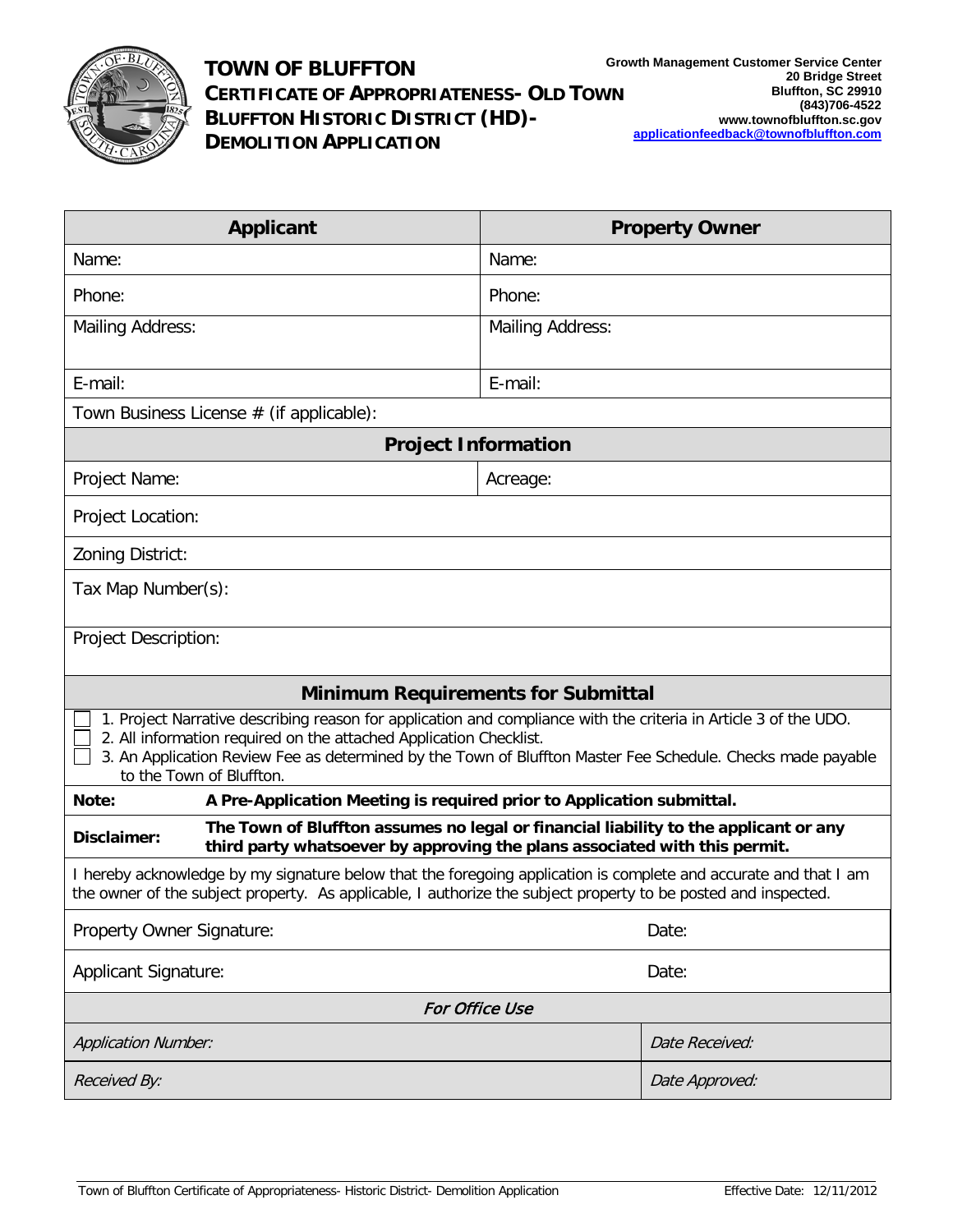# TOWN OF BLUFFTON

## CERTIFICATE OF APPROPRIATENESS- OLD TOWN BLUFFTON HISTORIC DISTRICT (HD)- DEMOLITION APPLICATION

**Growth Management Customer Service Center**
**20 Bridge Street**
**Bluffton, SC 29910**
**(843)706-4522**
**www.townofbluffton.sc.gov**
**applicationfeedback@townofbluffton.com**

| **Applicant** | **Property Owner** |
|---|---|
| Name: | Name: |
| Phone: | Phone: |
| Mailing Address: | Mailing Address: |
| E-mail: | E-mail: |
| Town Business License # (if applicable): | |

| **Project Information** | |
|---|---|
| Project Name: | Acreage: |
| Project Location: | |
| Zoning District: | |
| Tax Map Number(s): | |
| Project Description: | |

### Minimum Requirements for Submittal

- ☐ 1. Project Narrative describing reason for application and compliance with the criteria in Article 3 of the UDO.
- ☐ 2. All information required on the attached Application Checklist.
- ☐ 3. An Application Review Fee as determined by the Town of Bluffton Master Fee Schedule. Checks made payable to the Town of Bluffton.

**Note:** **A Pre-Application Meeting is required prior to Application submittal.**

**Disclaimer:** **The Town of Bluffton assumes no legal or financial liability to the applicant or any third party whatsoever by approving the plans associated with this permit.**

I hereby acknowledge by my signature below that the foregoing application is complete and accurate and that I am the owner of the subject property. As applicable, I authorize the subject property to be posted and inspected.

| | |
|---|---|
| Property Owner Signature: | Date: |
| Applicant Signature: | Date: |

| *For Office Use* | |
|---|---|
| *Application Number:* | *Date Received:* |
| *Received By:* | *Date Approved:* |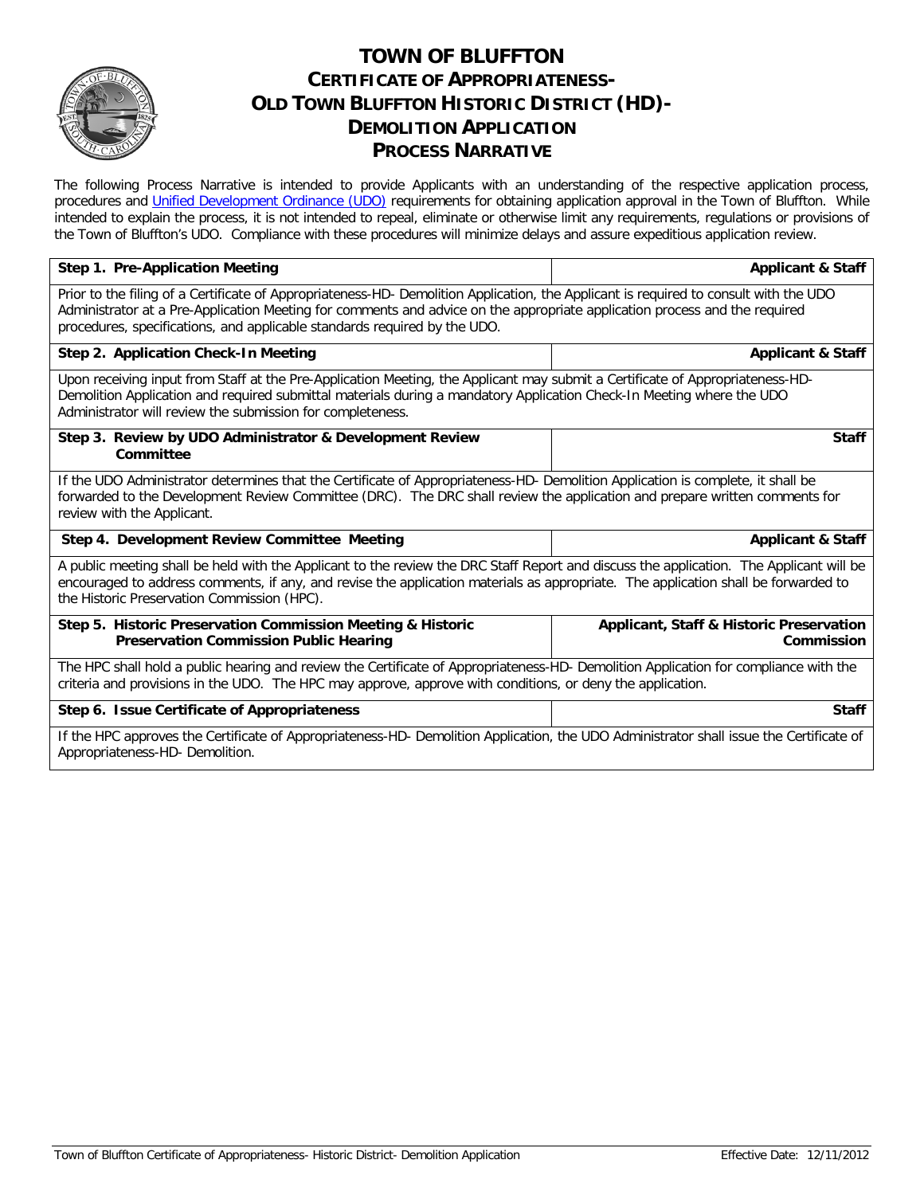# TOWN OF BLUFFTON
## CERTIFICATE OF APPROPRIATENESS- OLD TOWN BLUFFTON HISTORIC DISTRICT (HD)- DEMOLITION APPLICATION
## PROCESS NARRATIVE

The following Process Narrative is intended to provide Applicants with an understanding of the respective application process, procedures and Unified Development Ordinance (UDO) requirements for obtaining application approval in the Town of Bluffton. While intended to explain the process, it is not intended to repeal, eliminate or otherwise limit any requirements, regulations or provisions of the Town of Bluffton's UDO. Compliance with these procedures will minimize delays and assure expeditious application review.

| **Step 1. Pre-Application Meeting** | **Applicant & Staff** |
|---|---|
| Prior to the filing of a Certificate of Appropriateness-HD- Demolition Application, the Applicant is required to consult with the UDO Administrator at a Pre-Application Meeting for comments and advice on the appropriate application process and the required procedures, specifications, and applicable standards required by the UDO. | |
| **Step 2. Application Check-In Meeting** | **Applicant & Staff** |
| Upon receiving input from Staff at the Pre-Application Meeting, the Applicant may submit a Certificate of Appropriateness-HD- Demolition Application and required submittal materials during a mandatory Application Check-In Meeting where the UDO Administrator will review the submission for completeness. | |
| **Step 3. Review by UDO Administrator & Development Review Committee** | **Staff** |
| If the UDO Administrator determines that the Certificate of Appropriateness-HD- Demolition Application is complete, it shall be forwarded to the Development Review Committee (DRC). The DRC shall review the application and prepare written comments for review with the Applicant. | |
| **Step 4. Development Review Committee Meeting** | **Applicant & Staff** |
| A public meeting shall be held with the Applicant to the review the DRC Staff Report and discuss the application. The Applicant will be encouraged to address comments, if any, and revise the application materials as appropriate. The application shall be forwarded to the Historic Preservation Commission (HPC). | |
| **Step 5. Historic Preservation Commission Meeting & Historic Preservation Commission Public Hearing** | **Applicant, Staff & Historic Preservation Commission** |
| The HPC shall hold a public hearing and review the Certificate of Appropriateness-HD- Demolition Application for compliance with the criteria and provisions in the UDO. The HPC may approve, approve with conditions, or deny the application. | |
| **Step 6. Issue Certificate of Appropriateness** | **Staff** |
| If the HPC approves the Certificate of Appropriateness-HD- Demolition Application, the UDO Administrator shall issue the Certificate of Appropriateness-HD- Demolition. | |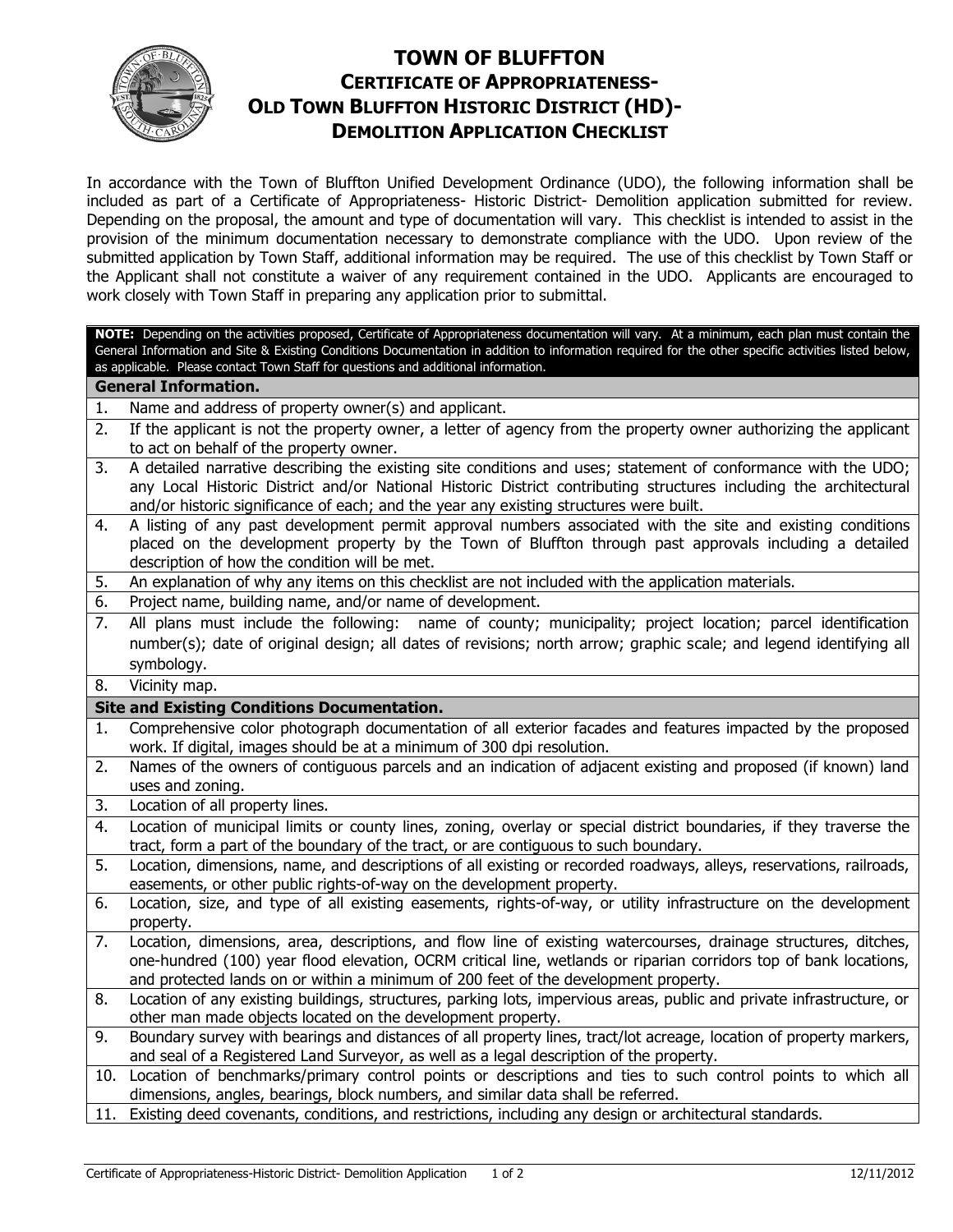# TOWN OF BLUFFTON
## CERTIFICATE OF APPROPRIATENESS- OLD TOWN BLUFFTON HISTORIC DISTRICT (HD)- DEMOLITION APPLICATION CHECKLIST

In accordance with the Town of Bluffton Unified Development Ordinance (UDO), the following information shall be included as part of a Certificate of Appropriateness- Historic District- Demolition application submitted for review. Depending on the proposal, the amount and type of documentation will vary. This checklist is intended to assist in the provision of the minimum documentation necessary to demonstrate compliance with the UDO. Upon review of the submitted application by Town Staff, additional information may be required. The use of this checklist by Town Staff or the Applicant shall not constitute a waiver of any requirement contained in the UDO. Applicants are encouraged to work closely with Town Staff in preparing any application prior to submittal.

**NOTE:** Depending on the activities proposed, Certificate of Appropriateness documentation will vary. At a minimum, each plan must contain the General Information and Site & Existing Conditions Documentation in addition to information required for the other specific activities listed below, as applicable. Please contact Town Staff for questions and additional information.

### General Information.

1. Name and address of property owner(s) and applicant.
2. If the applicant is not the property owner, a letter of agency from the property owner authorizing the applicant to act on behalf of the property owner.
3. A detailed narrative describing the existing site conditions and uses; statement of conformance with the UDO; any Local Historic District and/or National Historic District contributing structures including the architectural and/or historic significance of each; and the year any existing structures were built.
4. A listing of any past development permit approval numbers associated with the site and existing conditions placed on the development property by the Town of Bluffton through past approvals including a detailed description of how the condition will be met.
5. An explanation of why any items on this checklist are not included with the application materials.
6. Project name, building name, and/or name of development.
7. All plans must include the following: name of county; municipality; project location; parcel identification number(s); date of original design; all dates of revisions; north arrow; graphic scale; and legend identifying all symbology.
8. Vicinity map.

### Site and Existing Conditions Documentation.

1. Comprehensive color photograph documentation of all exterior facades and features impacted by the proposed work. If digital, images should be at a minimum of 300 dpi resolution.
2. Names of the owners of contiguous parcels and an indication of adjacent existing and proposed (if known) land uses and zoning.
3. Location of all property lines.
4. Location of municipal limits or county lines, zoning, overlay or special district boundaries, if they traverse the tract, form a part of the boundary of the tract, or are contiguous to such boundary.
5. Location, dimensions, name, and descriptions of all existing or recorded roadways, alleys, reservations, railroads, easements, or other public rights-of-way on the development property.
6. Location, size, and type of all existing easements, rights-of-way, or utility infrastructure on the development property.
7. Location, dimensions, area, descriptions, and flow line of existing watercourses, drainage structures, ditches, one-hundred (100) year flood elevation, OCRM critical line, wetlands or riparian corridors top of bank locations, and protected lands on or within a minimum of 200 feet of the development property.
8. Location of any existing buildings, structures, parking lots, impervious areas, public and private infrastructure, or other man made objects located on the development property.
9. Boundary survey with bearings and distances of all property lines, tract/lot acreage, location of property markers, and seal of a Registered Land Surveyor, as well as a legal description of the property.
10. Location of benchmarks/primary control points or descriptions and ties to such control points to which all dimensions, angles, bearings, block numbers, and similar data shall be referred.
11. Existing deed covenants, conditions, and restrictions, including any design or architectural standards.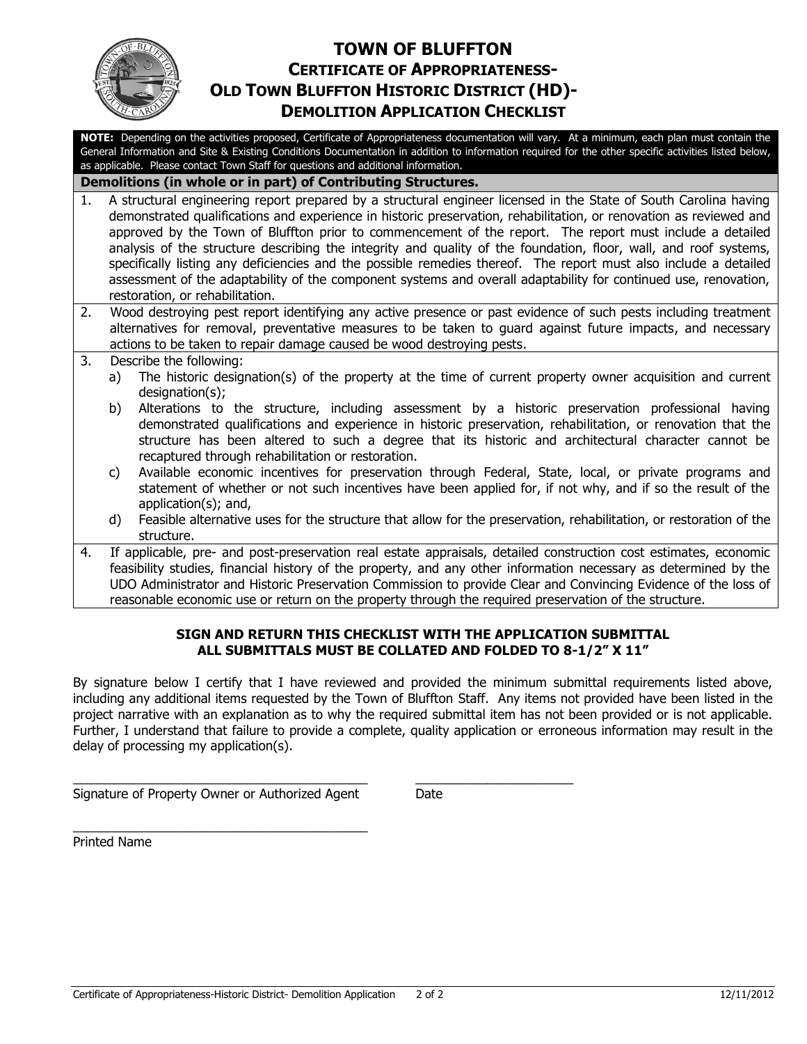# TOWN OF BLUFFTON

## CERTIFICATE OF APPROPRIATENESS-
## OLD TOWN BLUFFTON HISTORIC DISTRICT (HD)-
## DEMOLITION APPLICATION CHECKLIST

**NOTE:** Depending on the activities proposed, Certificate of Appropriateness documentation will vary. At a minimum, each plan must contain the General Information and Site & Existing Conditions Documentation in addition to information required for the other specific activities listed below, as applicable. Please contact Town Staff for questions and additional information.

**Demolitions (in whole or in part) of Contributing Structures.**

1. A structural engineering report prepared by a structural engineer licensed in the State of South Carolina having demonstrated qualifications and experience in historic preservation, rehabilitation, or renovation as reviewed and approved by the Town of Bluffton prior to commencement of the report. The report must include a detailed analysis of the structure describing the integrity and quality of the foundation, floor, wall, and roof systems, specifically listing any deficiencies and the possible remedies thereof. The report must also include a detailed assessment of the adaptability of the component systems and overall adaptability for continued use, renovation, restoration, or rehabilitation.
2. Wood destroying pest report identifying any active presence or past evidence of such pests including treatment alternatives for removal, preventative measures to be taken to guard against future impacts, and necessary actions to be taken to repair damage caused be wood destroying pests.
3. Describe the following:
   a) The historic designation(s) of the property at the time of current property owner acquisition and current designation(s);
   b) Alterations to the structure, including assessment by a historic preservation professional having demonstrated qualifications and experience in historic preservation, rehabilitation, or renovation that the structure has been altered to such a degree that its historic and architectural character cannot be recaptured through rehabilitation or restoration.
   c) Available economic incentives for preservation through Federal, State, local, or private programs and statement of whether or not such incentives have been applied for, if not why, and if so the result of the application(s); and,
   d) Feasible alternative uses for the structure that allow for the preservation, rehabilitation, or restoration of the structure.
4. If applicable, pre- and post-preservation real estate appraisals, detailed construction cost estimates, economic feasibility studies, financial history of the property, and any other information necessary as determined by the UDO Administrator and Historic Preservation Commission to provide Clear and Convincing Evidence of the loss of reasonable economic use or return on the property through the required preservation of the structure.

**SIGN AND RETURN THIS CHECKLIST WITH THE APPLICATION SUBMITTAL**
**ALL SUBMITTALS MUST BE COLLATED AND FOLDED TO 8-1/2" X 11"**

By signature below I certify that I have reviewed and provided the minimum submittal requirements listed above, including any additional items requested by the Town of Bluffton Staff. Any items not provided have been listed in the project narrative with an explanation as to why the required submittal item has not been provided or is not applicable. Further, I understand that failure to provide a complete, quality application or erroneous information may result in the delay of processing my application(s).

\_\_\_\_\_\_\_\_\_\_\_\_\_\_\_\_\_\_\_\_\_\_\_\_\_\_\_\_\_\_\_\_\_\_\_\_\_\_\_\_ &nbsp;&nbsp;&nbsp;&nbsp; \_\_\_\_\_\_\_\_\_\_\_\_\_\_\_\_\_\_\_\_\_\_
Signature of Property Owner or Authorized Agent &nbsp;&nbsp;&nbsp;&nbsp; Date

\_\_\_\_\_\_\_\_\_\_\_\_\_\_\_\_\_\_\_\_\_\_\_\_\_\_\_\_\_\_\_\_\_\_\_\_\_\_\_\_
Printed Name